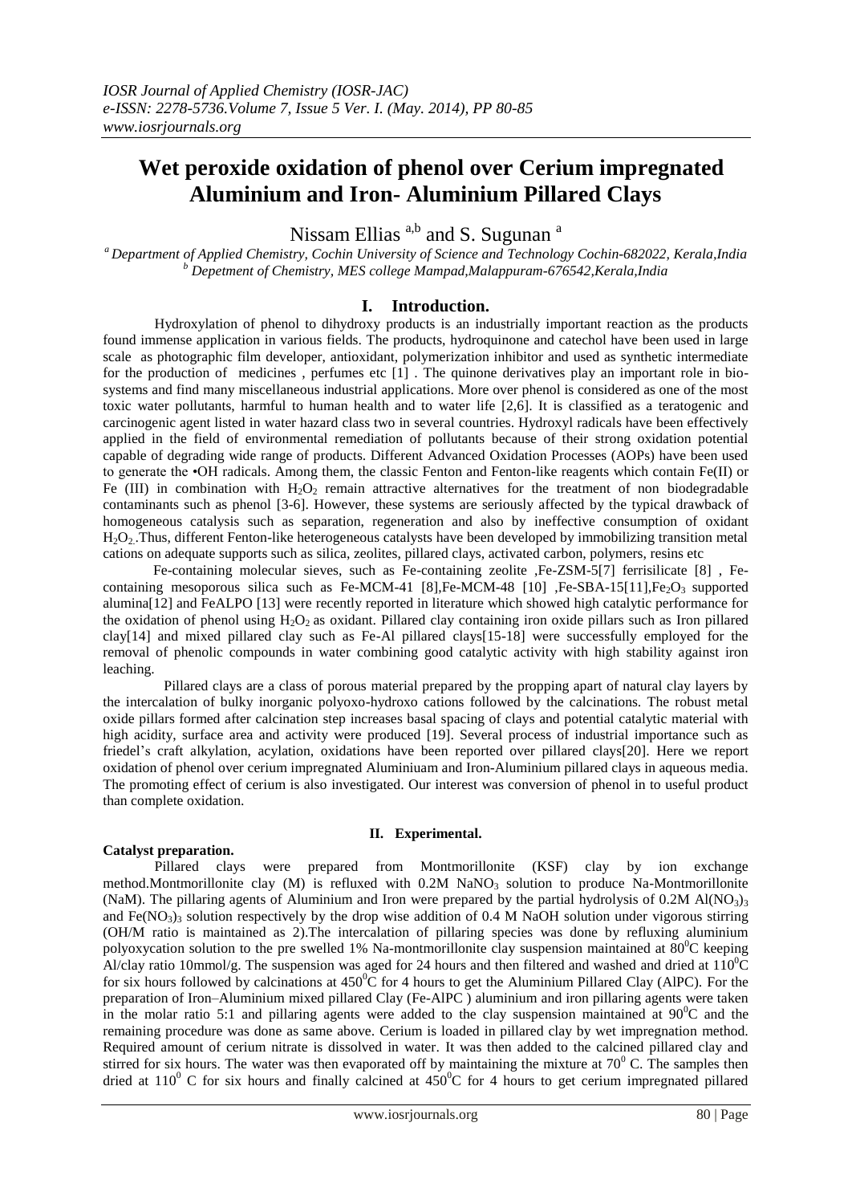# Wet peroxide oxidation of phenol over Cerium impregnated Aluminium and Iron- Aluminium Pillared Clays

Nissam Ellias [a,b] and S. Sugunan [a]

[a] Department of Applied Chemistry, Cochin University of Science and Technology Cochin-682022, Kerala,India
[b] Depetment of Chemistry, MES college Mampad,Malappuram-676542,Kerala,India

## I. Introduction.

Hydroxylation of phenol to dihydroxy products is an industrially important reaction as the products found immense application in various fields. The products, hydroquinone and catechol have been used in large scale as photographic film developer, antioxidant, polymerization inhibitor and used as synthetic intermediate for the production of medicines , perfumes etc [1] . The quinone derivatives play an important role in bio-systems and find many miscellaneous industrial applications. More over phenol is considered as one of the most toxic water pollutants, harmful to human health and to water life [2,6]. It is classified as a teratogenic and carcinogenic agent listed in water hazard class two in several countries. Hydroxyl radicals have been effectively applied in the field of environmental remediation of pollutants because of their strong oxidation potential capable of degrading wide range of products. Different Advanced Oxidation Processes (AOPs) have been used to generate the •OH radicals. Among them, the classic Fenton and Fenton-like reagents which contain Fe(II) or Fe (III) in combination with $H_2O_2$ remain attractive alternatives for the treatment of non biodegradable contaminants such as phenol [3-6]. However, these systems are seriously affected by the typical drawback of homogeneous catalysis such as separation, regeneration and also by ineffective consumption of oxidant $H_2O_2$ .Thus, different Fenton-like heterogeneous catalysts have been developed by immobilizing transition metal cations on adequate supports such as silica, zeolites, pillared clays, activated carbon, polymers, resins etc

Fe-containing molecular sieves, such as Fe-containing zeolite ,Fe-ZSM-5[7] ferrisilicate [8] , Fe-containing mesoporous silica such as Fe-MCM-41 [8],Fe-MCM-48 [10] ,Fe-SBA-15[11],$Fe_2O_3$ supported alumina[12] and FeALPO [13] were recently reported in literature which showed high catalytic performance for the oxidation of phenol using $H_2O_2$ as oxidant. Pillared clay containing iron oxide pillars such as Iron pillared clay[14] and mixed pillared clay such as Fe-Al pillared clays[15-18] were successfully employed for the removal of phenolic compounds in water combining good catalytic activity with high stability against iron leaching.

Pillared clays are a class of porous material prepared by the propping apart of natural clay layers by the intercalation of bulky inorganic polyoxo-hydroxo cations followed by the calcinations. The robust metal oxide pillars formed after calcination step increases basal spacing of clays and potential catalytic material with high acidity, surface area and activity were produced [19]. Several process of industrial importance such as friedel's craft alkylation, acylation, oxidations have been reported over pillared clays[20]. Here we report oxidation of phenol over cerium impregnated Aluminiuam and Iron-Aluminium pillared clays in aqueous media. The promoting effect of cerium is also investigated. Our interest was conversion of phenol in to useful product than complete oxidation.

## II. Experimental.

### Catalyst preparation.

Pillared clays were prepared from Montmorillonite (KSF) clay by ion exchange method.Montmorillonite clay (M) is refluxed with 0.2M $NaNO_3$ solution to produce Na-Montmorillonite (NaM). The pillaring agents of Aluminium and Iron were prepared by the partial hydrolysis of 0.2M $Al(NO_3)_3$ and $Fe(NO_3)_3$ solution respectively by the drop wise addition of 0.4 M NaOH solution under vigorous stirring (OH/M ratio is maintained as 2).The intercalation of pillaring species was done by refluxing aluminium polyoxycation solution to the pre swelled 1% Na-montmorillonite clay suspension maintained at $80^0C$ keeping Al/clay ratio 10mmol/g. The suspension was aged for 24 hours and then filtered and washed and dried at $110^0C$ for six hours followed by calcinations at $450^0C$ for 4 hours to get the Aluminium Pillared Clay (AlPC). For the preparation of Iron–Aluminium mixed pillared Clay (Fe-AlPC ) aluminium and iron pillaring agents were taken in the molar ratio 5:1 and pillaring agents were added to the clay suspension maintained at $90^0C$ and the remaining procedure was done as same above. Cerium is loaded in pillared clay by wet impregnation method. Required amount of cerium nitrate is dissolved in water. It was then added to the calcined pillared clay and stirred for six hours. The water was then evaporated off by maintaining the mixture at $70^0$ C. The samples then dried at $110^0$ C for six hours and finally calcined at $450^0C$ for 4 hours to get cerium impregnated pillared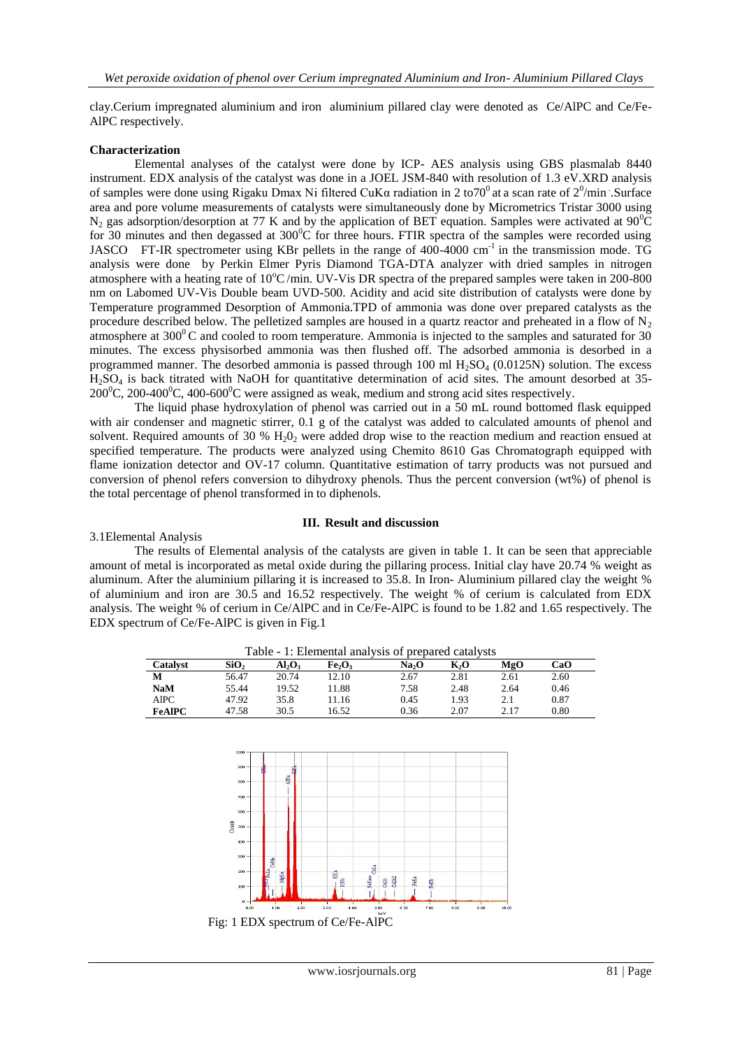clay.Cerium impregnated aluminium and iron aluminium pillared clay were denoted as Ce/AlPC and Ce/Fe-AlPC respectively.

**Characterization**

Elemental analyses of the catalyst were done by ICP- AES analysis using GBS plasmalab 8440 instrument. EDX analysis of the catalyst was done in a JOEL JSM-840 with resolution of 1.3 eV.XRD analysis of samples were done using Rigaku Dmax Ni filtered CuKα radiation in 2 to$70^0$ at a scan rate of $2^0$/min .Surface area and pore volume measurements of catalysts were simultaneously done by Micrometrics Tristar 3000 using $N_2$ gas adsorption/desorption at 77 K and by the application of BET equation. Samples were activated at $90^0C$ for 30 minutes and then degassed at $300^0C$ for three hours. FTIR spectra of the samples were recorded using JASCO FT-IR spectrometer using KBr pellets in the range of 400-4000 $cm^{-1}$ in the transmission mode. TG analysis were done by Perkin Elmer Pyris Diamond TGA-DTA analyzer with dried samples in nitrogen atmosphere with a heating rate of $10^0C$/min. UV-Vis DR spectra of the prepared samples were taken in 200-800 nm on Labomed UV-Vis Double beam UVD-500. Acidity and acid site distribution of catalysts were done by Temperature programmed Desorption of Ammonia.TPD of ammonia was done over prepared catalysts as the procedure described below. The pelletized samples are housed in a quartz reactor and preheated in a flow of $N_2$ atmosphere at $300^0$ C and cooled to room temperature. Ammonia is injected to the samples and saturated for 30 minutes. The excess physisorbed ammonia was then flushed off. The adsorbed ammonia is desorbed in a programmed manner. The desorbed ammonia is passed through 100 ml $H_2SO_4$ (0.0125N) solution. The excess $H_2SO_4$ is back titrated with NaOH for quantitative determination of acid sites. The amount desorbed at 35-$200^0C$, 200-$400^0C$, 400-$600^0C$ were assigned as weak, medium and strong acid sites respectively.

The liquid phase hydroxylation of phenol was carried out in a 50 mL round bottomed flask equipped with air condenser and magnetic stirrer, 0.1 g of the catalyst was added to calculated amounts of phenol and solvent. Required amounts of 30 % $H_20_2$ were added drop wise to the reaction medium and reaction ensued at specified temperature. The products were analyzed using Chemito 8610 Gas Chromatograph equipped with flame ionization detector and OV-17 column. Quantitative estimation of tarry products was not pursued and conversion of phenol refers conversion to dihydroxy phenols. Thus the percent conversion (wt%) of phenol is the total percentage of phenol transformed in to diphenols.

## III. Result and discussion

### 3.1Elemental Analysis

The results of Elemental analysis of the catalysts are given in table 1. It can be seen that appreciable amount of metal is incorporated as metal oxide during the pillaring process. Initial clay have 20.74 % weight as aluminum. After the aluminium pillaring it is increased to 35.8. In Iron- Aluminium pillared clay the weight % of aluminium and iron are 30.5 and 16.52 respectively. The weight % of cerium is calculated from EDX analysis. The weight % of cerium in Ce/AlPC and in Ce/Fe-AlPC is found to be 1.82 and 1.65 respectively. The EDX spectrum of Ce/Fe-AlPC is given in Fig.1

Table - 1: Elemental analysis of prepared catalysts

| Catalyst | $SiO_2$ | $Al_2O_3$ | $Fe_2O_3$ | $Na_2O$ | $K_2O$ | MgO | CaO |
|---|---|---|---|---|---|---|---|
| M | 56.47 | 20.74 | 12.10 | 2.67 | 2.81 | 2.61 | 2.60 |
| NaM | 55.44 | 19.52 | 11.88 | 7.58 | 2.48 | 2.64 | 0.46 |
| AlPC | 47.92 | 35.8 | 11.16 | 0.45 | 1.93 | 2.1 | 0.87 |
| FeAlPC | 47.58 | 30.5 | 16.52 | 0.36 | 2.07 | 2.17 | 0.80 |

Fig: 1 EDX spectrum of Ce/Fe-AlPC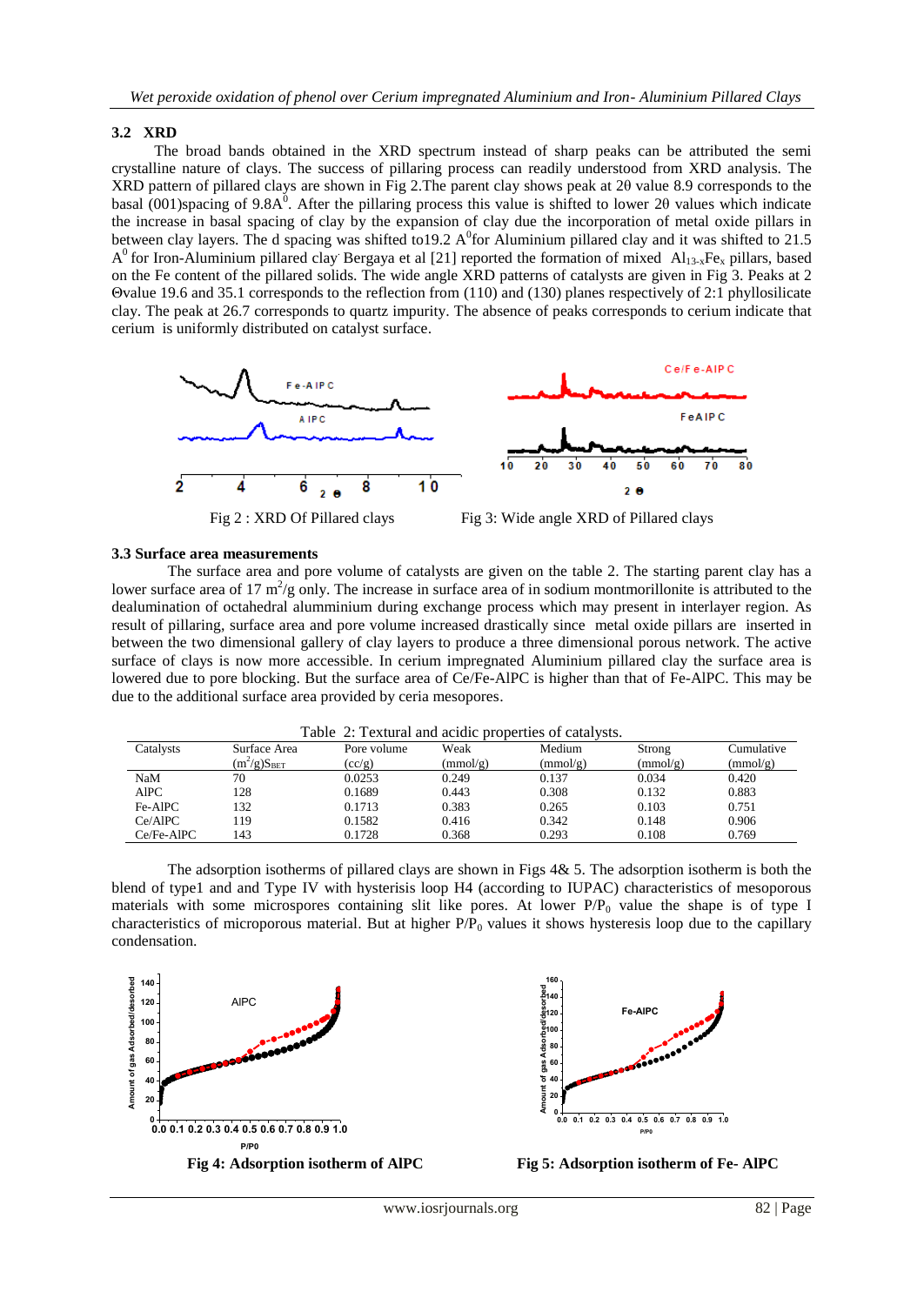### 3.2 XRD

The broad bands obtained in the XRD spectrum instead of sharp peaks can be attributed the semi crystalline nature of clays. The success of pillaring process can readily understood from XRD analysis. The XRD pattern of pillared clays are shown in Fig 2.The parent clay shows peak at 2θ value 8.9 corresponds to the basal (001)spacing of $9.8A^0$. After the pillaring process this value is shifted to lower 2θ values which indicate the increase in basal spacing of clay by the expansion of clay due the incorporation of metal oxide pillars in between clay layers. The d spacing was shifted to19.2 $A^0$for Aluminium pillared clay and it was shifted to 21.5 $A^0$ for Iron-Aluminium pillared clay. Bergaya et al [21] reported the formation of mixed $Al_{13-x}Fe_x$ pillars, based on the Fe content of the pillared solids. The wide angle XRD patterns of catalysts are given in Fig 3. Peaks at 2 Θvalue 19.6 and 35.1 corresponds to the reflection from (110) and (130) planes respectively of 2:1 phyllosilicate clay. The peak at 26.7 corresponds to quartz impurity. The absence of peaks corresponds to cerium indicate that cerium is uniformly distributed on catalyst surface.

Fig 2 : XRD Of Pillared clays

Fig 3: Wide angle XRD of Pillared clays

### 3.3 Surface area measurements

The surface area and pore volume of catalysts are given on the table 2. The starting parent clay has a lower surface area of 17 $m^2/g$ only. The increase in surface area of in sodium montmorillonite is attributed to the dealumination of octahedral alumminium during exchange process which may present in interlayer region. As result of pillaring, surface area and pore volume increased drastically since metal oxide pillars are inserted in between the two dimensional gallery of clay layers to produce a three dimensional porous network. The active surface of clays is now more accessible. In cerium impregnated Aluminium pillared clay the surface area is lowered due to pore blocking. But the surface area of Ce/Fe-AlPC is higher than that of Fe-AlPC. This may be due to the additional surface area provided by ceria mesopores.

Table 2: Textural and acidic properties of catalysts.

| Catalysts | Surface Area ($m^2/g$)$S_{BET}$ | Pore volume (cc/g) | Weak (mmol/g) | Medium (mmol/g) | Strong (mmol/g) | Cumulative (mmol/g) |
|---|---|---|---|---|---|---|
| NaM | 70 | 0.0253 | 0.249 | 0.137 | 0.034 | 0.420 |
| AlPC | 128 | 0.1689 | 0.443 | 0.308 | 0.132 | 0.883 |
| Fe-AlPC | 132 | 0.1713 | 0.383 | 0.265 | 0.103 | 0.751 |
| Ce/AlPC | 119 | 0.1582 | 0.416 | 0.342 | 0.148 | 0.906 |
| Ce/Fe-AlPC | 143 | 0.1728 | 0.368 | 0.293 | 0.108 | 0.769 |

The adsorption isotherms of pillared clays are shown in Figs 4& 5. The adsorption isotherm is both the blend of type1 and and Type IV with hysterisis loop H4 (according to IUPAC) characteristics of mesoporous materials with some microspores containing slit like pores. At lower $P/P_0$ value the shape is of type I characteristics of microporous material. But at higher $P/P_0$ values it shows hysteresis loop due to the capillary condensation.

**Fig 4: Adsorption isotherm of AlPC**

**Fig 5: Adsorption isotherm of Fe- AlPC**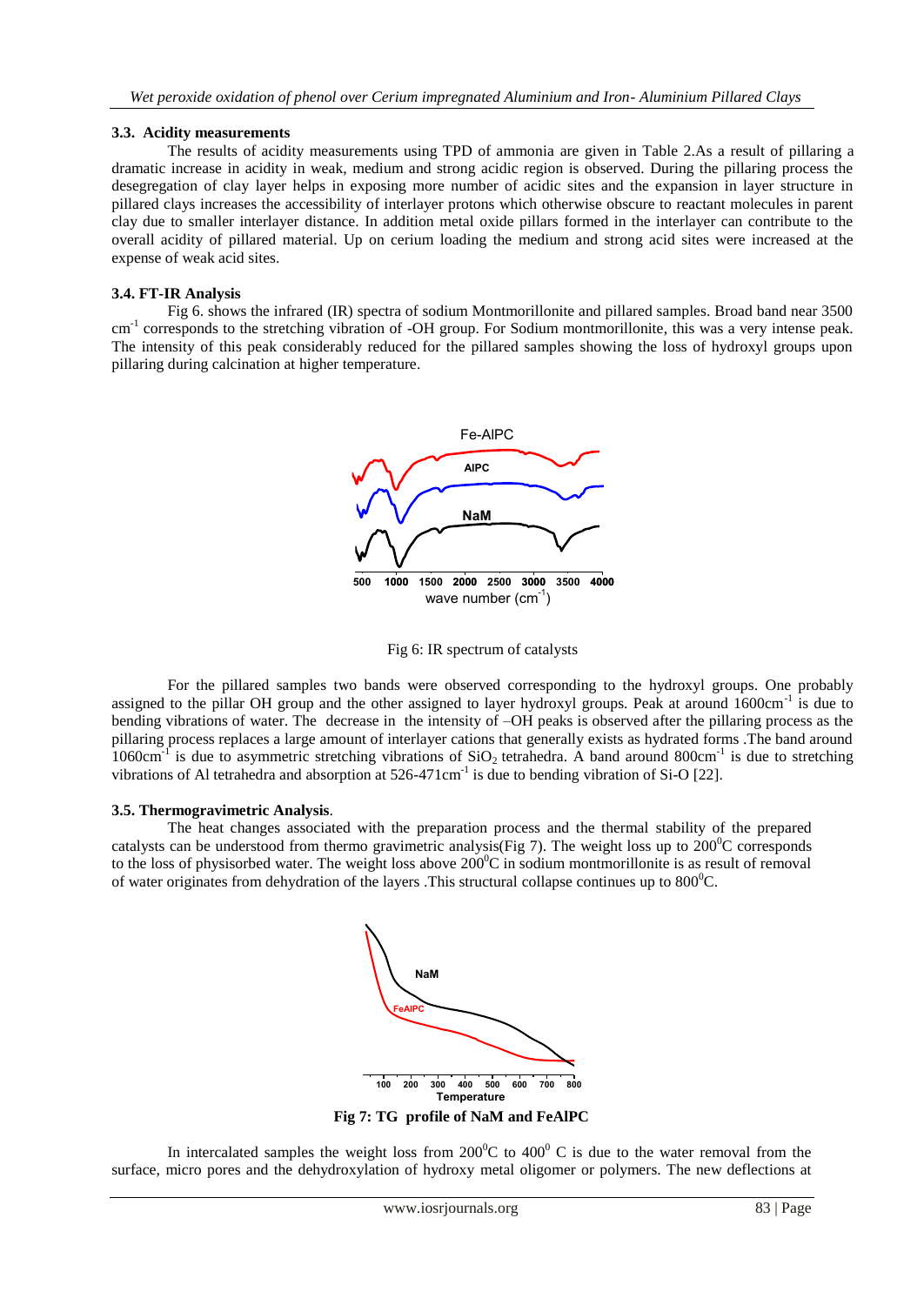### 3.3. Acidity measurements

The results of acidity measurements using TPD of ammonia are given in Table 2.As a result of pillaring a dramatic increase in acidity in weak, medium and strong acidic region is observed. During the pillaring process the desegregation of clay layer helps in exposing more number of acidic sites and the expansion in layer structure in pillared clays increases the accessibility of interlayer protons which otherwise obscure to reactant molecules in parent clay due to smaller interlayer distance. In addition metal oxide pillars formed in the interlayer can contribute to the overall acidity of pillared material. Up on cerium loading the medium and strong acid sites were increased at the expense of weak acid sites.

### 3.4. FT-IR Analysis

Fig 6. shows the infrared (IR) spectra of sodium Montmorillonite and pillared samples. Broad band near 3500 $cm^{-1}$ corresponds to the stretching vibration of -OH group. For Sodium montmorillonite, this was a very intense peak. The intensity of this peak considerably reduced for the pillared samples showing the loss of hydroxyl groups upon pillaring during calcination at higher temperature.

Fig 6: IR spectrum of catalysts

For the pillared samples two bands were observed corresponding to the hydroxyl groups. One probably assigned to the pillar OH group and the other assigned to layer hydroxyl groups. Peak at around 1600$cm^{-1}$ is due to bending vibrations of water. The decrease in the intensity of –OH peaks is observed after the pillaring process as the pillaring process replaces a large amount of interlayer cations that generally exists as hydrated forms .The band around 1060$cm^{-1}$ is due to asymmetric stretching vibrations of $SiO_2$ tetrahedra. A band around 800$cm^{-1}$ is due to stretching vibrations of Al tetrahedra and absorption at 526-471$cm^{-1}$ is due to bending vibration of Si-O [22].

### 3.5. Thermogravimetric Analysis.

The heat changes associated with the preparation process and the thermal stability of the prepared catalysts can be understood from thermo gravimetric analysis(Fig 7). The weight loss up to $200^0$C corresponds to the loss of physisorbed water. The weight loss above $200^0$C in sodium montmorillonite is as result of removal of water originates from dehydration of the layers .This structural collapse continues up to $800^0$C.

**Fig 7: TG profile of NaM and FeAlPC**

In intercalated samples the weight loss from $200^0$C to $400^0$ C is due to the water removal from the surface, micro pores and the dehydroxylation of hydroxy metal oligomer or polymers. The new deflections at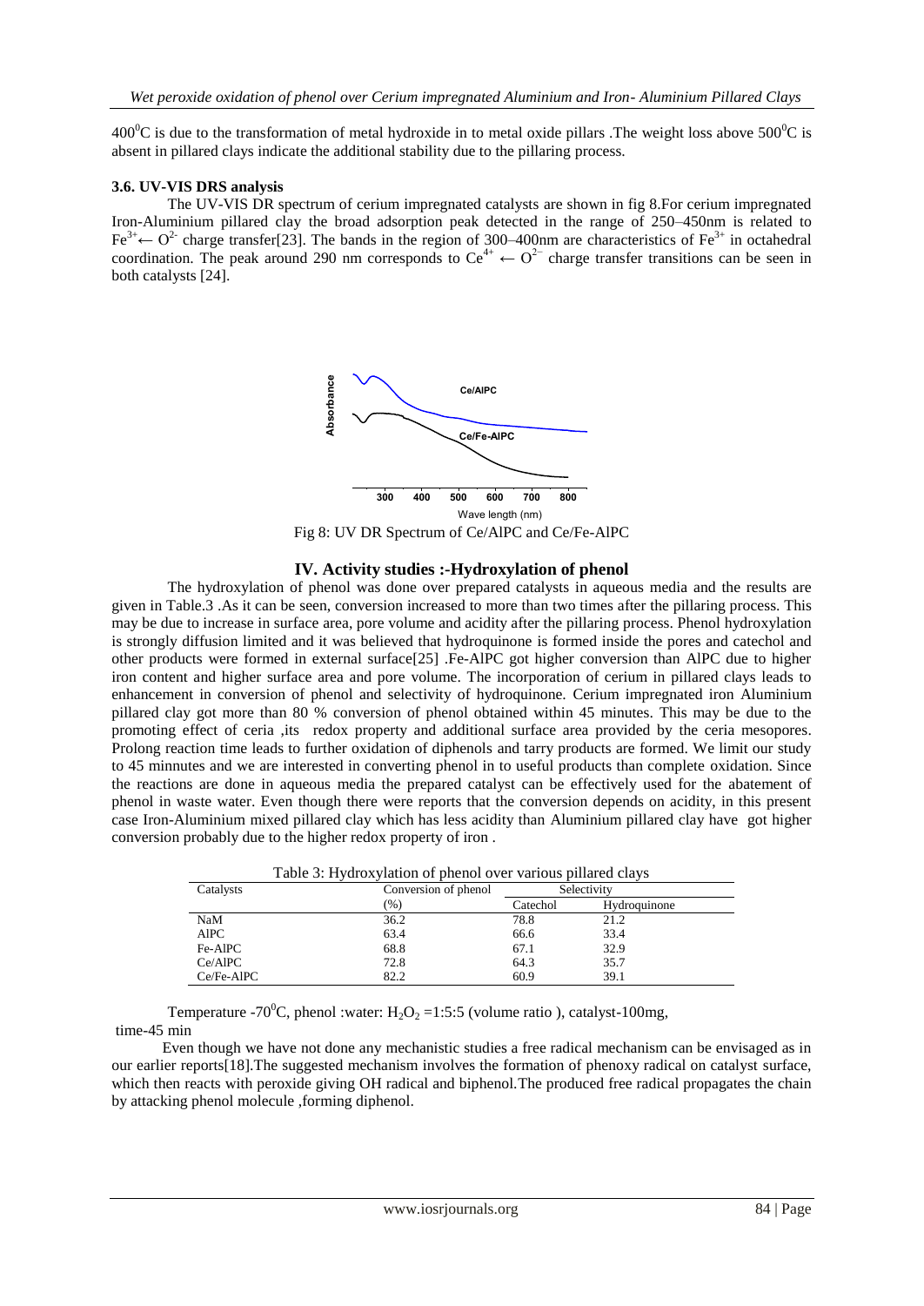$400^0C$ is due to the transformation of metal hydroxide in to metal oxide pillars .The weight loss above $500^0C$ is absent in pillared clays indicate the additional stability due to the pillaring process.

### 3.6. UV-VIS DRS analysis

The UV-VIS DR spectrum of cerium impregnated catalysts are shown in fig 8.For cerium impregnated Iron-Aluminium pillared clay the broad adsorption peak detected in the range of 250–450nm is related to $Fe^{3+} \leftarrow O^{2-}$ charge transfer[23]. The bands in the region of 300–400nm are characteristics of $Fe^{3+}$ in octahedral coordination. The peak around 290 nm corresponds to $Ce^{4+} \leftarrow O^{2-}$ charge transfer transitions can be seen in both catalysts [24].

Fig 8: UV DR Spectrum of Ce/AlPC and Ce/Fe-AlPC

## IV. Activity studies :-Hydroxylation of phenol

The hydroxylation of phenol was done over prepared catalysts in aqueous media and the results are given in Table.3 .As it can be seen, conversion increased to more than two times after the pillaring process. This may be due to increase in surface area, pore volume and acidity after the pillaring process. Phenol hydroxylation is strongly diffusion limited and it was believed that hydroquinone is formed inside the pores and catechol and other products were formed in external surface[25] .Fe-AlPC got higher conversion than AlPC due to higher iron content and higher surface area and pore volume. The incorporation of cerium in pillared clays leads to enhancement in conversion of phenol and selectivity of hydroquinone. Cerium impregnated iron Aluminium pillared clay got more than 80 % conversion of phenol obtained within 45 minutes. This may be due to the promoting effect of ceria ,its redox property and additional surface area provided by the ceria mesopores. Prolong reaction time leads to further oxidation of diphenols and tarry products are formed. We limit our study to 45 minnutes and we are interested in converting phenol in to useful products than complete oxidation. Since the reactions are done in aqueous media the prepared catalyst can be effectively used for the abatement of phenol in waste water. Even though there were reports that the conversion depends on acidity, in this present case Iron-Aluminium mixed pillared clay which has less acidity than Aluminium pillared clay have got higher conversion probably due to the higher redox property of iron .

Table 3: Hydroxylation of phenol over various pillared clays

| Catalysts | Conversion of phenol (%) | Selectivity | |
|---|---|---|---|
| | | Catechol | Hydroquinone |
| NaM | 36.2 | 78.8 | 21.2 |
| AlPC | 63.4 | 66.6 | 33.4 |
| Fe-AlPC | 68.8 | 67.1 | 32.9 |
| Ce/AlPC | 72.8 | 64.3 | 35.7 |
| Ce/Fe-AlPC | 82.2 | 60.9 | 39.1 |

Temperature -$70^0C$, phenol :water: $H_2O_2$ =1:5:5 (volume ratio ), catalyst-100mg, time-45 min

Even though we have not done any mechanistic studies a free radical mechanism can be envisaged as in our earlier reports[18].The suggested mechanism involves the formation of phenoxy radical on catalyst surface, which then reacts with peroxide giving OH radical and biphenol.The produced free radical propagates the chain by attacking phenol molecule ,forming diphenol.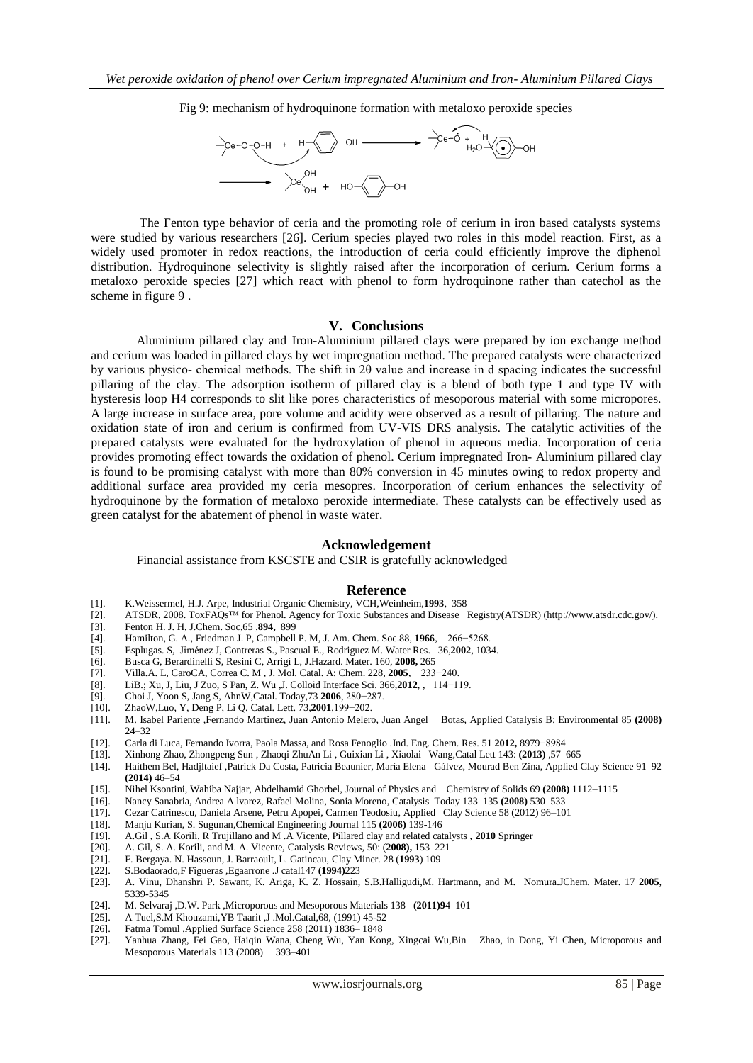Fig 9: mechanism of hydroquinone formation with metaloxo peroxide species

The Fenton type behavior of ceria and the promoting role of cerium in iron based catalysts systems were studied by various researchers [26]. Cerium species played two roles in this model reaction. First, as a widely used promoter in redox reactions, the introduction of ceria could efficiently improve the diphenol distribution. Hydroquinone selectivity is slightly raised after the incorporation of cerium. Cerium forms a metaloxo peroxide species [27] which react with phenol to form hydroquinone rather than catechol as the scheme in figure 9 .

## V. Conclusions

Aluminium pillared clay and Iron-Aluminium pillared clays were prepared by ion exchange method and cerium was loaded in pillared clays by wet impregnation method. The prepared catalysts were characterized by various physico- chemical methods. The shift in 2θ value and increase in d spacing indicates the successful pillaring of the clay. The adsorption isotherm of pillared clay is a blend of both type 1 and type IV with hysteresis loop H4 corresponds to slit like pores characteristics of mesoporous material with some micropores. A large increase in surface area, pore volume and acidity were observed as a result of pillaring. The nature and oxidation state of iron and cerium is confirmed from UV-VIS DRS analysis. The catalytic activities of the prepared catalysts were evaluated for the hydroxylation of phenol in aqueous media. Incorporation of ceria provides promoting effect towards the oxidation of phenol. Cerium impregnated Iron- Aluminium pillared clay is found to be promising catalyst with more than 80% conversion in 45 minutes owing to redox property and additional surface area provided my ceria mesopres. Incorporation of cerium enhances the selectivity of hydroquinone by the formation of metaloxo peroxide intermediate. These catalysts can be effectively used as green catalyst for the abatement of phenol in waste water.

## Acknowledgement

Financial assistance from KSCSTE and CSIR is gratefully acknowledged

## Reference

[1]. K.Weissermel, H.J. Arpe, Industrial Organic Chemistry, VCH,Weinheim,**1993**, 358
[2]. ATSDR, 2008. ToxFAQs™ for Phenol. Agency for Toxic Substances and Disease Registry(ATSDR) (http://www.atsdr.cdc.gov/).
[3]. Fenton H. J. H, J.Chem. Soc,65 ,**894,** 899
[4]. Hamilton, G. A., Friedman J. P, Campbell P. M, J. Am. Chem. Soc.88, **1966**, 266−5268.
[5]. Esplugas. S, Jiménez J, Contreras S., Pascual E., Rodriguez M. Water Res. 36,**2002**, 1034.
[6]. Busca G, Berardinelli S, Resini C, Arrigí L, J.Hazard. Mater. 160, **2008,** 265
[7]. Villa.A. L, CaroCA, Correa C. M , J. Mol. Catal. A: Chem. 228, **2005**, 233−240.
[8]. LiB.; Xu, J, Liu, J Zuo, S Pan, Z. Wu ,J. Colloid Interface Sci. 366,**2012**, , 114−119.
[9]. Choi J, Yoon S, Jang S, AhnW,Catal. Today,73 **2006**, 280−287.
[10]. ZhaoW,Luo, Y, Deng P, Li Q. Catal. Lett. 73,**2001**,199−202.
[11]. M. Isabel Pariente ,Fernando Martinez, Juan Antonio Melero, Juan Angel Botas, Applied Catalysis B: Environmental 85 **(2008)** 24–32
[12]. Carla di Luca, Fernando Ivorra, Paola Massa, and Rosa Fenoglio .Ind. Eng. Chem. Res. 51 **2012,** 8979−8984
[13]. Xinhong Zhao, Zhongpeng Sun , Zhaoqi ZhuAn Li , Guixian Li , Xiaolai Wang,Catal Lett 143: **(2013)** ,57–665
[14]. Haithem Bel, Hadjltaief ,Patrick Da Costa, Patricia Beaunier, María Elena Gálvez, Mourad Ben Zina, Applied Clay Science 91–92 **(2014)** 46–54
[15]. Nihel Ksontini, Wahiba Najjar, Abdelhamid Ghorbel, Journal of Physics and Chemistry of Solids 69 **(2008)** 1112–1115
[16]. Nancy Sanabria, Andrea A lvarez, Rafael Molina, Sonia Moreno, Catalysis Today 133–135 **(2008)** 530–533
[17]. Cezar Catrinescu, Daniela Arsene, Petru Apopei, Carmen Teodosiu, Applied Clay Science 58 (2012) 96–101
[18]. Manju Kurian, S. Sugunan,Chemical Engineering Journal 115 **(2006)** 139-146
[19]. A.Gil , S.A Korili, R Trujillano and M .A Vicente, Pillared clay and related catalysts , **2010** Springer
[20]. A. Gil, S. A. Korili, and M. A. Vicente, Catalysis Reviews, 50: (**2008),** 153–221
[21]. F. Bergaya. N. Hassoun, J. Barraoult, L. Gatincau, Clay Miner. 28 (**1993**) 109
[22]. S.Bodaorado,F Figueras ,Egaarrone .J catal147 **(1994)**223
[23]. A. Vinu, Dhanshri P. Sawant, K. Ariga, K. Z. Hossain, S.B.Halligudi,M. Hartmann, and M. Nomura.JChem. Mater. 17 **2005**, 5339-5345
[24]. M. Selvaraj ,D.W. Park ,Microporous and Mesoporous Materials 138 **(2011)9**4–101
[25]. A Tuel,S.M Khouzami,YB Taarit ,J .Mol.Catal,68, (1991) 45-52
[26]. Fatma Tomul ,Applied Surface Science 258 (2011) 1836– 1848
[27]. Yanhua Zhang, Fei Gao, Haiqin Wana, Cheng Wu, Yan Kong, Xingcai Wu,Bin Zhao, in Dong, Yi Chen, Microporous and Mesoporous Materials 113 (2008) 393–401